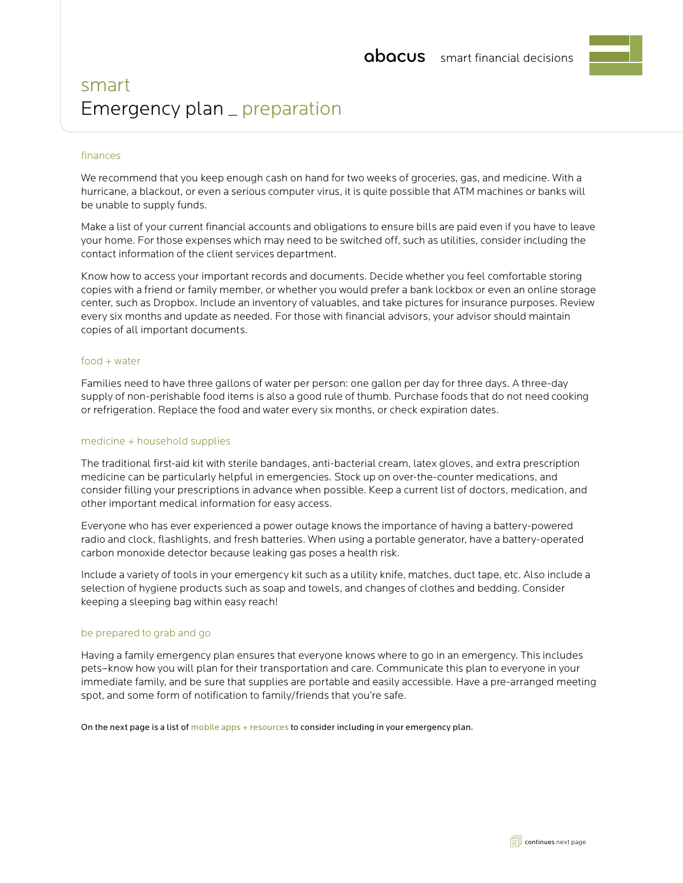abacus smart financial decisions

# smart
# Emergency plan _ preparation

## finances

We recommend that you keep enough cash on hand for two weeks of groceries, gas, and medicine. With a hurricane, a blackout, or even a serious computer virus, it is quite possible that ATM machines or banks will be unable to supply funds.

Make a list of your current financial accounts and obligations to ensure bills are paid even if you have to leave your home. For those expenses which may need to be switched off, such as utilities, consider including the contact information of the client services department.

Know how to access your important records and documents. Decide whether you feel comfortable storing copies with a friend or family member, or whether you would prefer a bank lockbox or even an online storage center, such as Dropbox. Include an inventory of valuables, and take pictures for insurance purposes. Review every six months and update as needed. For those with financial advisors, your advisor should maintain copies of all important documents.

## food + water

Families need to have three gallons of water per person: one gallon per day for three days. A three-day supply of non-perishable food items is also a good rule of thumb. Purchase foods that do not need cooking or refrigeration. Replace the food and water every six months, or check expiration dates.

## medicine + household supplies

The traditional first-aid kit with sterile bandages, anti-bacterial cream, latex gloves, and extra prescription medicine can be particularly helpful in emergencies. Stock up on over-the-counter medications, and consider filling your prescriptions in advance when possible. Keep a current list of doctors, medication, and other important medical information for easy access.

Everyone who has ever experienced a power outage knows the importance of having a battery-powered radio and clock, flashlights, and fresh batteries. When using a portable generator, have a battery-operated carbon monoxide detector because leaking gas poses a health risk.

Include a variety of tools in your emergency kit such as a utility knife, matches, duct tape, etc. Also include a selection of hygiene products such as soap and towels, and changes of clothes and bedding. Consider keeping a sleeping bag within easy reach!

## be prepared to grab and go

Having a family emergency plan ensures that everyone knows where to go in an emergency. This includes pets–know how you will plan for their transportation and care. Communicate this plan to everyone in your immediate family, and be sure that supplies are portable and easily accessible. Have a pre-arranged meeting spot, and some form of notification to family/friends that you're safe.

On the next page is a list of mobile apps + resources to consider including in your emergency plan.

continues next page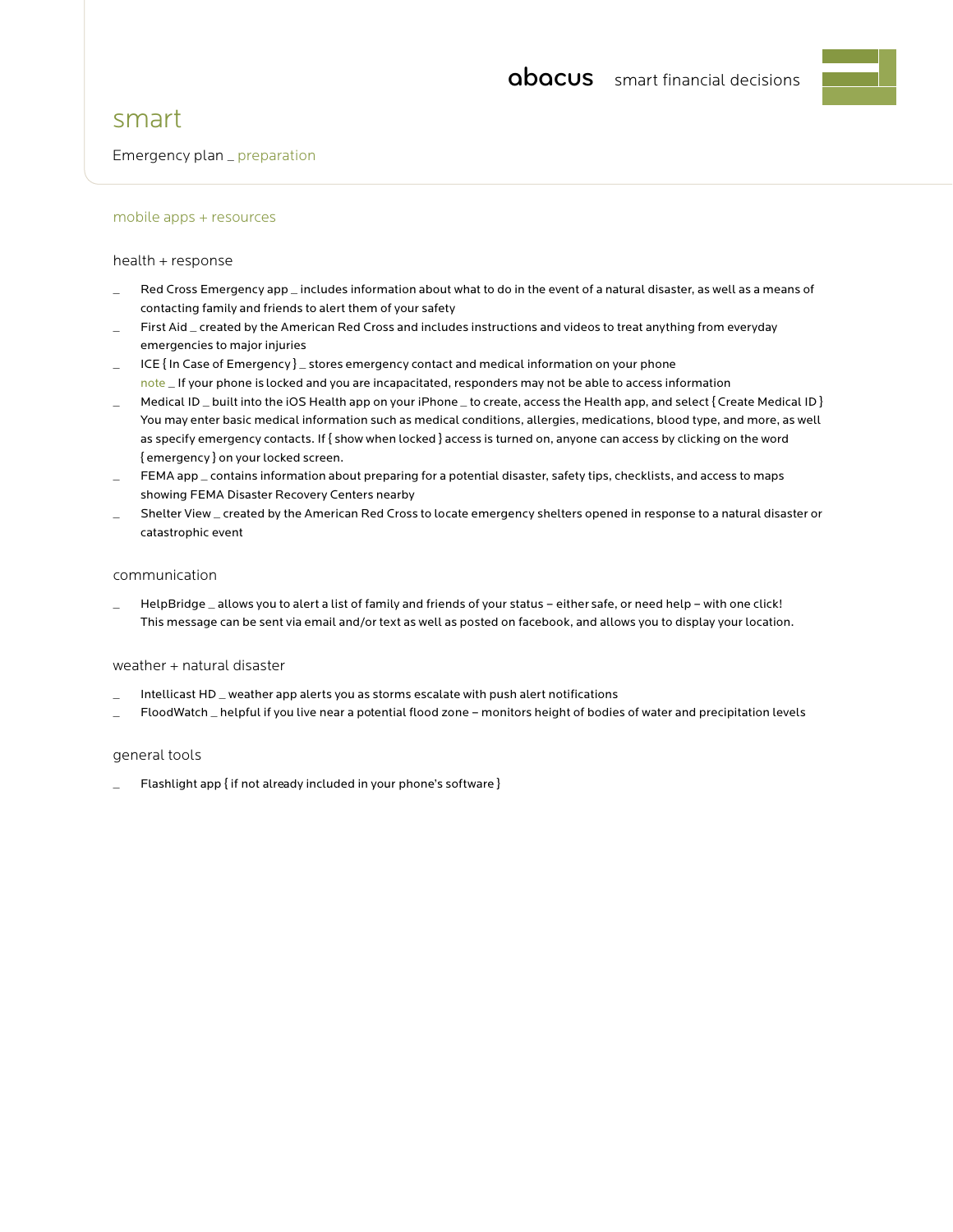abacus smart financial decisions

# smart

Emergency plan _ preparation

## mobile apps + resources

### health + response

_ Red Cross Emergency app _ includes information about what to do in the event of a natural disaster, as well as a means of contacting family and friends to alert them of your safety

_ First Aid _ created by the American Red Cross and includes instructions and videos to treat anything from everyday emergencies to major injuries

_ ICE { In Case of Emergency } _ stores emergency contact and medical information on your phone
note _ If your phone is locked and you are incapacitated, responders may not be able to access information

_ Medical ID _ built into the iOS Health app on your iPhone _ to create, access the Health app, and select { Create Medical ID } You may enter basic medical information such as medical conditions, allergies, medications, blood type, and more, as well as specify emergency contacts. If { show when locked } access is turned on, anyone can access by clicking on the word { emergency } on your locked screen.

_ FEMA app _ contains information about preparing for a potential disaster, safety tips, checklists, and access to maps showing FEMA Disaster Recovery Centers nearby

_ Shelter View _ created by the American Red Cross to locate emergency shelters opened in response to a natural disaster or catastrophic event

### communication

_ HelpBridge _ allows you to alert a list of family and friends of your status – either safe, or need help – with one click! This message can be sent via email and/or text as well as posted on facebook, and allows you to display your location.

### weather + natural disaster

_ Intellicast HD _ weather app alerts you as storms escalate with push alert notifications

_ FloodWatch _ helpful if you live near a potential flood zone – monitors height of bodies of water and precipitation levels

### general tools

_ Flashlight app { if not already included in your phone's software }